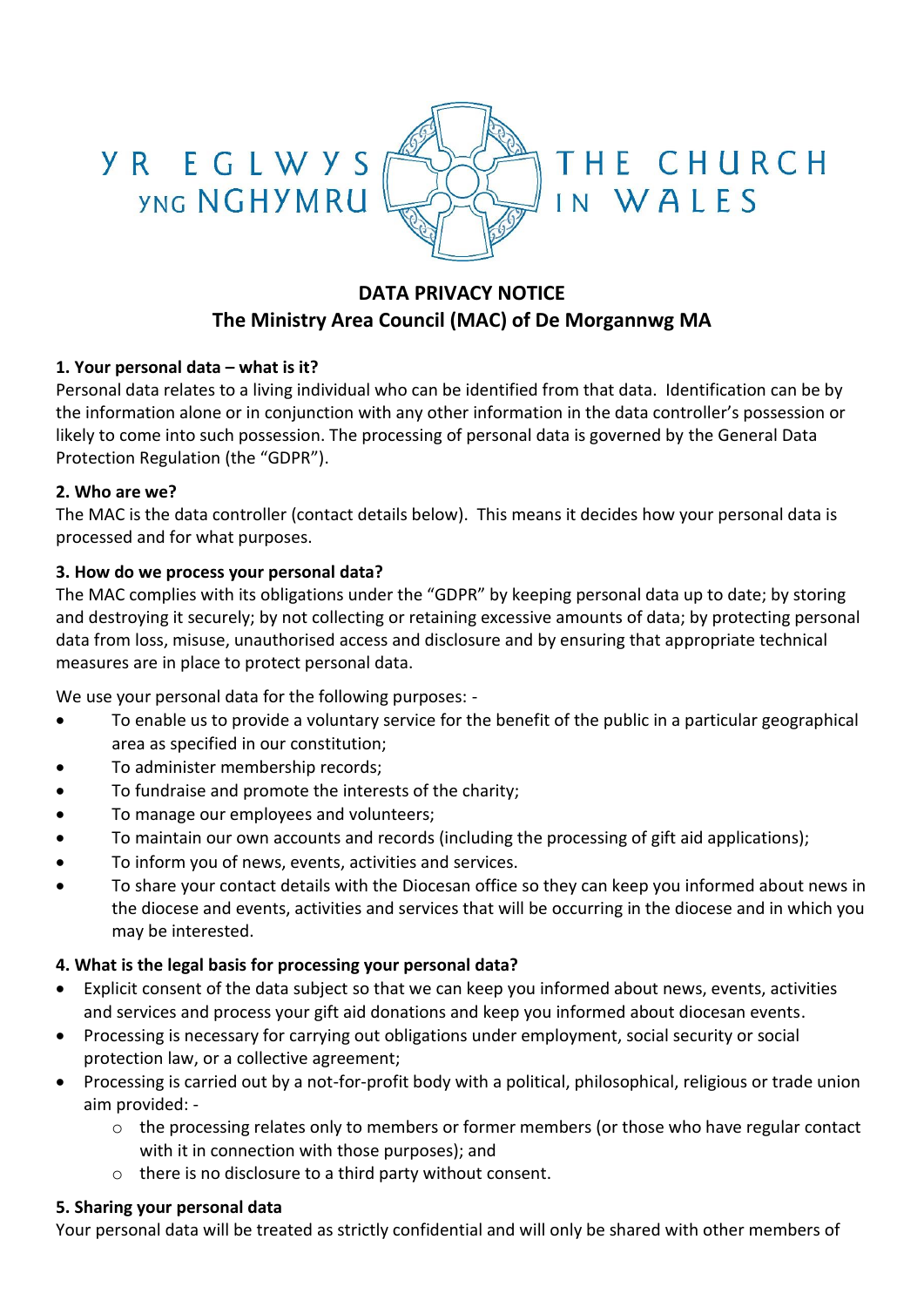YR EGLWYS YNG NGHYMRU

THE CHURCH IN WALES

# DATA PRIVACY NOTICE
## The Ministry Area Council (MAC) of De Morgannwg MA

### 1. Your personal data – what is it?

Personal data relates to a living individual who can be identified from that data. Identification can be by the information alone or in conjunction with any other information in the data controller's possession or likely to come into such possession. The processing of personal data is governed by the General Data Protection Regulation (the "GDPR").

### 2. Who are we?

The MAC is the data controller (contact details below). This means it decides how your personal data is processed and for what purposes.

### 3. How do we process your personal data?

The MAC complies with its obligations under the "GDPR" by keeping personal data up to date; by storing and destroying it securely; by not collecting or retaining excessive amounts of data; by protecting personal data from loss, misuse, unauthorised access and disclosure and by ensuring that appropriate technical measures are in place to protect personal data.

We use your personal data for the following purposes: -

- To enable us to provide a voluntary service for the benefit of the public in a particular geographical area as specified in our constitution;
- To administer membership records;
- To fundraise and promote the interests of the charity;
- To manage our employees and volunteers;
- To maintain our own accounts and records (including the processing of gift aid applications);
- To inform you of news, events, activities and services.
- To share your contact details with the Diocesan office so they can keep you informed about news in the diocese and events, activities and services that will be occurring in the diocese and in which you may be interested.

### 4. What is the legal basis for processing your personal data?

- Explicit consent of the data subject so that we can keep you informed about news, events, activities and services and process your gift aid donations and keep you informed about diocesan events.
- Processing is necessary for carrying out obligations under employment, social security or social protection law, or a collective agreement;
- Processing is carried out by a not-for-profit body with a political, philosophical, religious or trade union aim provided: -
  - the processing relates only to members or former members (or those who have regular contact with it in connection with those purposes); and
  - there is no disclosure to a third party without consent.

### 5. Sharing your personal data

Your personal data will be treated as strictly confidential and will only be shared with other members of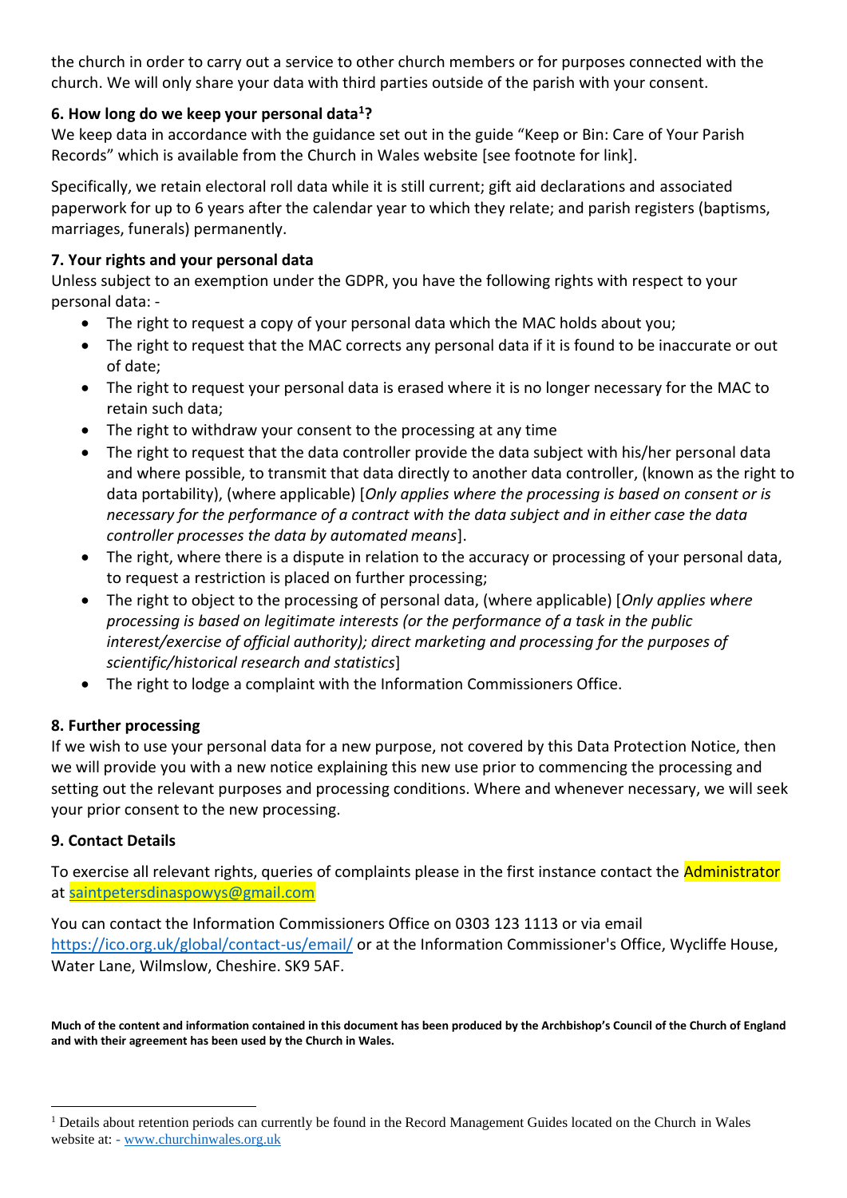the church in order to carry out a service to other church members or for purposes connected with the church. We will only share your data with third parties outside of the parish with your consent.

**6. How long do we keep your personal data[1]?**

We keep data in accordance with the guidance set out in the guide "Keep or Bin: Care of Your Parish Records" which is available from the Church in Wales website [see footnote for link].

Specifically, we retain electoral roll data while it is still current; gift aid declarations and associated paperwork for up to 6 years after the calendar year to which they relate; and parish registers (baptisms, marriages, funerals) permanently.

**7. Your rights and your personal data**

Unless subject to an exemption under the GDPR, you have the following rights with respect to your personal data: -

- The right to request a copy of your personal data which the MAC holds about you;
- The right to request that the MAC corrects any personal data if it is found to be inaccurate or out of date;
- The right to request your personal data is erased where it is no longer necessary for the MAC to retain such data;
- The right to withdraw your consent to the processing at any time
- The right to request that the data controller provide the data subject with his/her personal data and where possible, to transmit that data directly to another data controller, (known as the right to data portability), (where applicable) [*Only applies where the processing is based on consent or is necessary for the performance of a contract with the data subject and in either case the data controller processes the data by automated means*].
- The right, where there is a dispute in relation to the accuracy or processing of your personal data, to request a restriction is placed on further processing;
- The right to object to the processing of personal data, (where applicable) [*Only applies where processing is based on legitimate interests (or the performance of a task in the public interest/exercise of official authority); direct marketing and processing for the purposes of scientific/historical research and statistics*]
- The right to lodge a complaint with the Information Commissioners Office.

**8. Further processing**

If we wish to use your personal data for a new purpose, not covered by this Data Protection Notice, then we will provide you with a new notice explaining this new use prior to commencing the processing and setting out the relevant purposes and processing conditions. Where and whenever necessary, we will seek your prior consent to the new processing.

**9. Contact Details**

To exercise all relevant rights, queries of complaints please in the first instance contact the Administrator at saintpetersdinaspowys@gmail.com

You can contact the Information Commissioners Office on 0303 123 1113 or via email https://ico.org.uk/global/contact-us/email/ or at the Information Commissioner's Office, Wycliffe House, Water Lane, Wilmslow, Cheshire. SK9 5AF.

**Much of the content and information contained in this document has been produced by the Archbishop's Council of the Church of England and with their agreement has been used by the Church in Wales.**

[1] Details about retention periods can currently be found in the Record Management Guides located on the Church in Wales website at: - www.churchinwales.org.uk